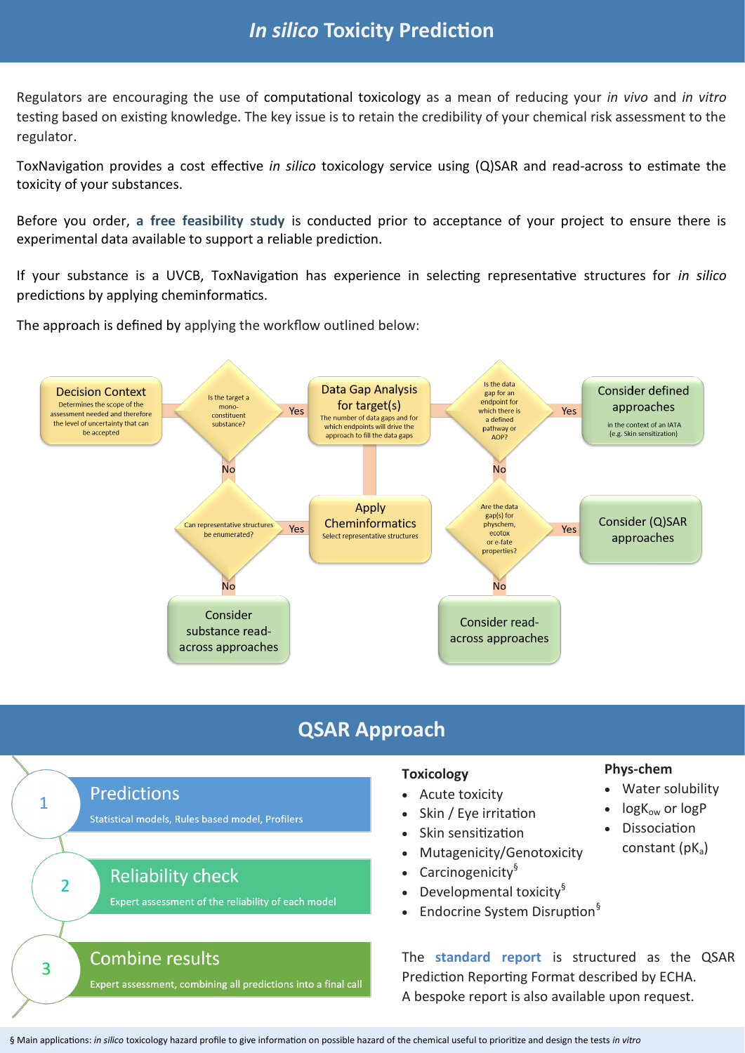# *In silico* Toxicity Prediction

Regulators are encouraging the use of computational toxicology as a mean of reducing your *in vivo* and *in vitro* testing based on existing knowledge. The key issue is to retain the credibility of your chemical risk assessment to the regulator.

ToxNavigation provides a cost effective *in silico* toxicology service using (Q)SAR and read-across to estimate the toxicity of your substances.

Before you order, **a free feasibility study** is conducted prior to acceptance of your project to ensure there is experimental data available to support a reliable prediction.

If your substance is a UVCB, ToxNavigation has experience in selecting representative structures for *in silico* predictions by applying cheminformatics.

The approach is defined by applying the workflow outlined below:

**Decision Context** – Determines the scope of the assessment needed and therefore the level of uncertainty that can be accepted

→ *Is the target a mono-constituent substance?*

- **Yes** → **Data Gap Analysis for target(s)** – The number of data gaps and for which endpoints will drive the approach to fill the data gaps
  - → *Is the data gap for an endpoint for which there is a defined pathway or AOP?*
    - **Yes** → **Consider defined approaches** in the context of an IATA (e.g. Skin sensitization)
    - **No** → *Are the data gap(s) for physchem, ecotox or e-fate properties?*
      - **Yes** → **Consider (Q)SAR approaches**
      - **No** → **Consider read-across approaches**
- **No** → *Can representative structures be enumerated?*
  - **Yes** → **Apply Cheminformatics** – Select representative structures → Data Gap Analysis for target(s)
  - **No** → **Consider substance read-across approaches**

## QSAR Approach

1. **Predictions** – Statistical models, Rules based model, Profilers
2. **Reliability check** – Expert assessment of the reliability of each model
3. **Combine results** – Expert assessment, combining all predictions into a final call

**Toxicology**

- Acute toxicity
- Skin / Eye irritation
- Skin sensitization
- Mutagenicity/Genotoxicity
- Carcinogenicity§
- Developmental toxicity§
- Endocrine System Disruption§

**Phys-chem**

- Water solubility
- $\log K_{ow}$ or logP
- Dissociation constant ($pK_a$)

The **standard report** is structured as the QSAR Prediction Reporting Format described by ECHA.
A bespoke report is also available upon request.

§ Main applications: *in silico* toxicology hazard profile to give information on possible hazard of the chemical useful to prioritize and design the tests *in vitro*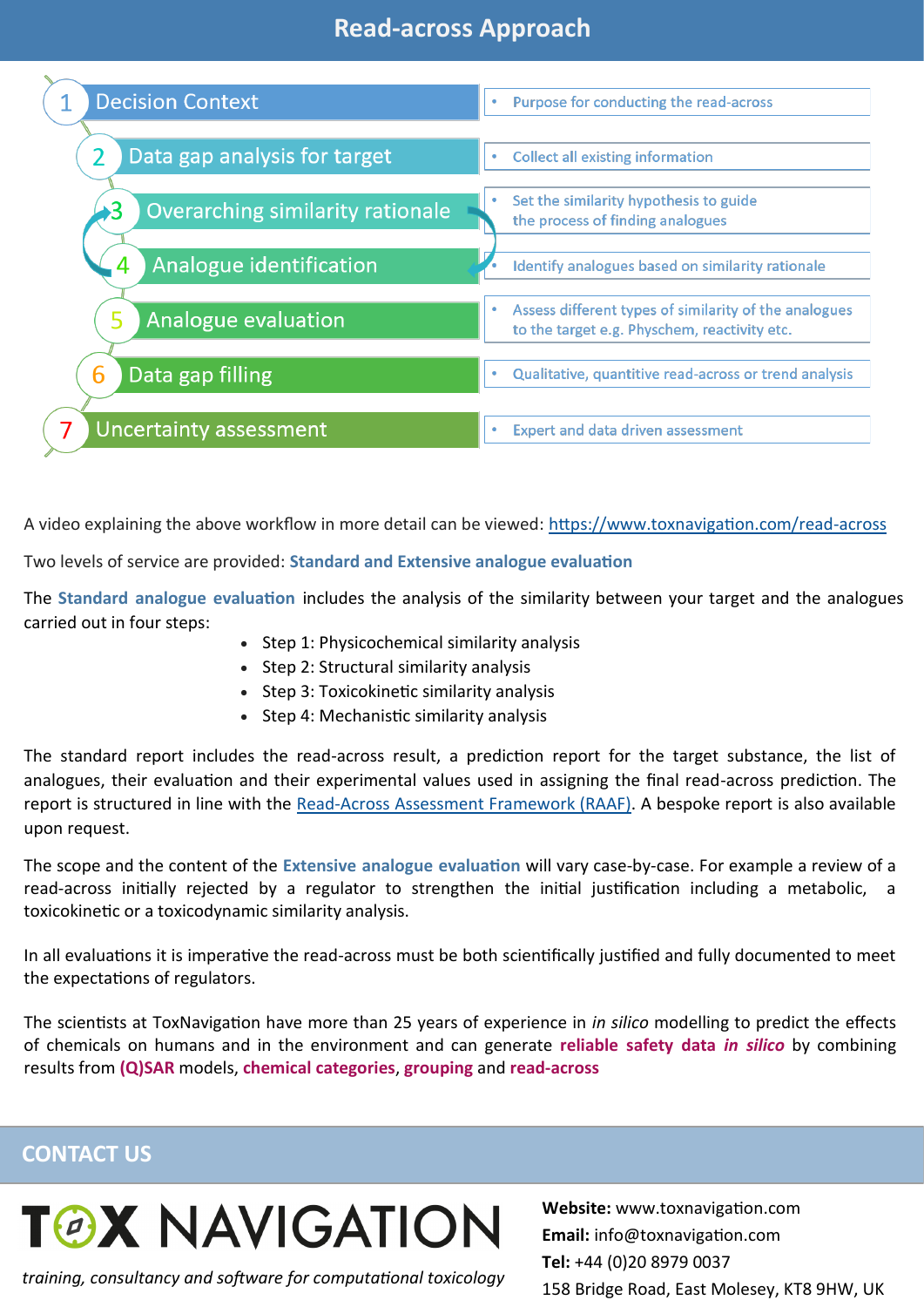# Read-across Approach

1. **Decision Context** — Purpose for conducting the read-across
2. **Data gap analysis for target** — Collect all existing information
3. **Overarching similarity rationale** — Set the similarity hypothesis to guide the process of finding analogues
4. **Analogue identification** — Identify analogues based on similarity rationale
5. **Analogue evaluation** — Assess different types of similarity of the analogues to the target e.g. Physchem, reactivity etc.
6. **Data gap filling** — Qualitative, quantitive read-across or trend analysis
7. **Uncertainty assessment** — Expert and data driven assessment

A video explaining the above workflow in more detail can be viewed: [https://www.toxnavigation.com/read-across](https://www.toxnavigation.com/read-across)

Two levels of service are provided: **Standard and Extensive analogue evaluation**

The **Standard analogue evaluation** includes the analysis of the similarity between your target and the analogues carried out in four steps:

- Step 1: Physicochemical similarity analysis
- Step 2: Structural similarity analysis
- Step 3: Toxicokinetic similarity analysis
- Step 4: Mechanistic similarity analysis

The standard report includes the read-across result, a prediction report for the target substance, the list of analogues, their evaluation and their experimental values used in assigning the final read-across prediction. The report is structured in line with the Read-Across Assessment Framework (RAAF). A bespoke report is also available upon request.

The scope and the content of the **Extensive analogue evaluation** will vary case-by-case. For example a review of a read-across initially rejected by a regulator to strengthen the initial justification including a metabolic, a toxicokinetic or a toxicodynamic similarity analysis.

In all evaluations it is imperative the read-across must be both scientifically justified and fully documented to meet the expectations of regulators.

The scientists at ToxNavigation have more than 25 years of experience in *in silico* modelling to predict the effects of chemicals on humans and in the environment and can generate **reliable safety data *in silico*** by combining results from **(Q)SAR** models, **chemical categories**, **grouping** and **read-across**

## CONTACT US

**TOX NAVIGATION**

*training, consultancy and software for computational toxicology*

**Website:** www.toxnavigation.com
**Email:** info@toxnavigation.com
**Tel:** +44 (0)20 8979 0037
158 Bridge Road, East Molesey, KT8 9HW, UK